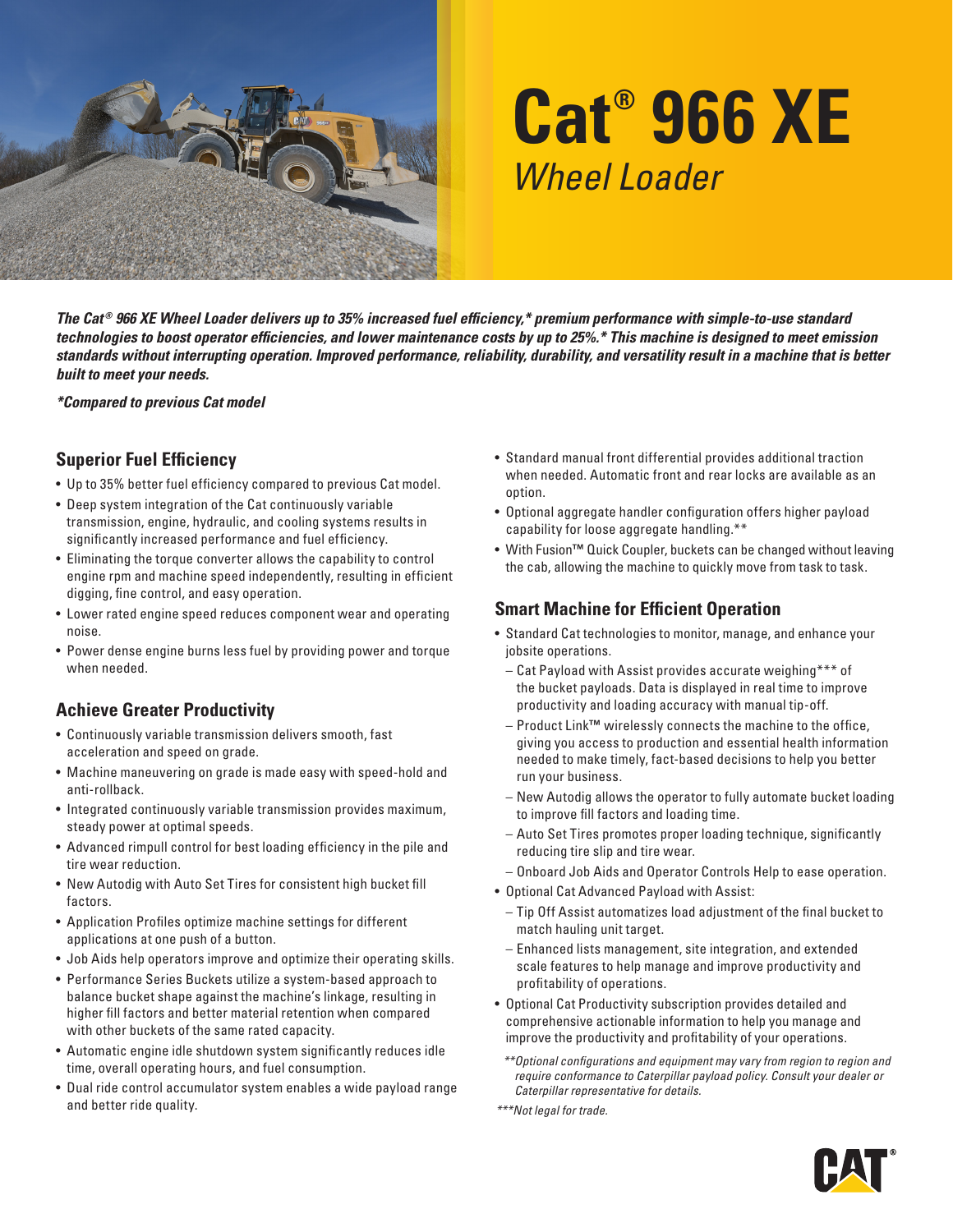# Cat® 966 XE

## *Wheel Loader*

***The Cat® 966 XE Wheel Loader delivers up to 35% increased fuel efficiency,* premium performance with simple-to-use standard technologies to boost operator efficiencies, and lower maintenance costs by up to 25%.* This machine is designed to meet emission standards without interrupting operation. Improved performance, reliability, durability, and versatility result in a machine that is better built to meet your needs.***

***\*Compared to previous Cat model***

## Superior Fuel Efficiency

- Up to 35% better fuel efficiency compared to previous Cat model.
- Deep system integration of the Cat continuously variable transmission, engine, hydraulic, and cooling systems results in significantly increased performance and fuel efficiency.
- Eliminating the torque converter allows the capability to control engine rpm and machine speed independently, resulting in efficient digging, fine control, and easy operation.
- Lower rated engine speed reduces component wear and operating noise.
- Power dense engine burns less fuel by providing power and torque when needed.

## Achieve Greater Productivity

- Continuously variable transmission delivers smooth, fast acceleration and speed on grade.
- Machine maneuvering on grade is made easy with speed-hold and anti-rollback.
- Integrated continuously variable transmission provides maximum, steady power at optimal speeds.
- Advanced rimpull control for best loading efficiency in the pile and tire wear reduction.
- New Autodig with Auto Set Tires for consistent high bucket fill factors.
- Application Profiles optimize machine settings for different applications at one push of a button.
- Job Aids help operators improve and optimize their operating skills.
- Performance Series Buckets utilize a system-based approach to balance bucket shape against the machine's linkage, resulting in higher fill factors and better material retention when compared with other buckets of the same rated capacity.
- Automatic engine idle shutdown system significantly reduces idle time, overall operating hours, and fuel consumption.
- Dual ride control accumulator system enables a wide payload range and better ride quality.
- Standard manual front differential provides additional traction when needed. Automatic front and rear locks are available as an option.
- Optional aggregate handler configuration offers higher payload capability for loose aggregate handling.**
- With Fusion™ Quick Coupler, buckets can be changed without leaving the cab, allowing the machine to quickly move from task to task.

## Smart Machine for Efficient Operation

- Standard Cat technologies to monitor, manage, and enhance your jobsite operations.
  - Cat Payload with Assist provides accurate weighing*** of the bucket payloads. Data is displayed in real time to improve productivity and loading accuracy with manual tip-off.
  - Product Link™ wirelessly connects the machine to the office, giving you access to production and essential health information needed to make timely, fact-based decisions to help you better run your business.
  - New Autodig allows the operator to fully automate bucket loading to improve fill factors and loading time.
  - Auto Set Tires promotes proper loading technique, significantly reducing tire slip and tire wear.
  - Onboard Job Aids and Operator Controls Help to ease operation.
- Optional Cat Advanced Payload with Assist:
  - Tip Off Assist automatizes load adjustment of the final bucket to match hauling unit target.
  - Enhanced lists management, site integration, and extended scale features to help manage and improve productivity and profitability of operations.
- Optional Cat Productivity subscription provides detailed and comprehensive actionable information to help you manage and improve the productivity and profitability of your operations.

*\*\*Optional configurations and equipment may vary from region to region and require conformance to Caterpillar payload policy. Consult your dealer or Caterpillar representative for details.*

*\*\*\*Not legal for trade.*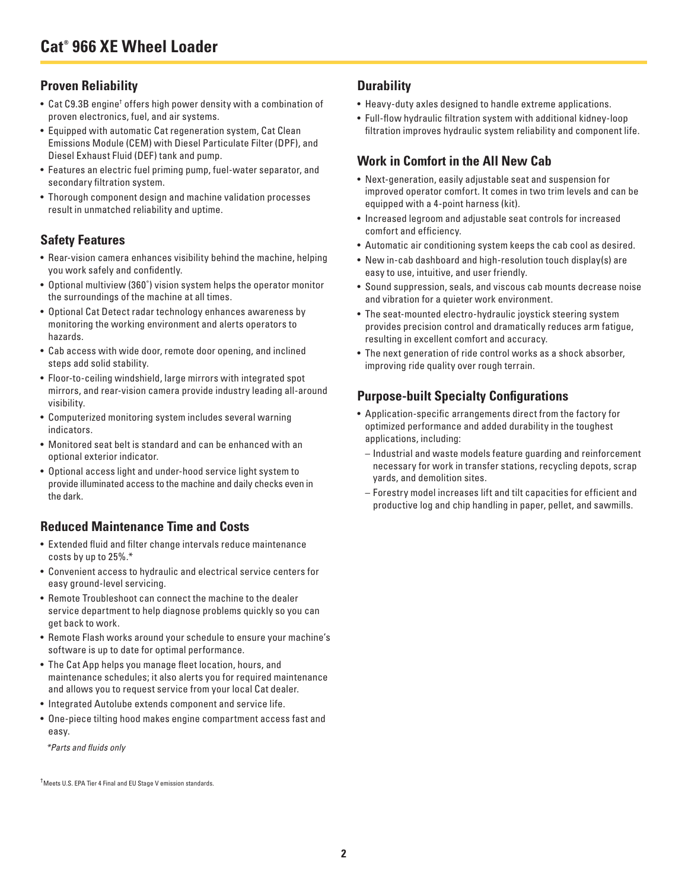# Cat® 966 XE Wheel Loader

## Proven Reliability

- Cat C9.3B engine† offers high power density with a combination of proven electronics, fuel, and air systems.
- Equipped with automatic Cat regeneration system, Cat Clean Emissions Module (CEM) with Diesel Particulate Filter (DPF), and Diesel Exhaust Fluid (DEF) tank and pump.
- Features an electric fuel priming pump, fuel-water separator, and secondary filtration system.
- Thorough component design and machine validation processes result in unmatched reliability and uptime.

## Safety Features

- Rear-vision camera enhances visibility behind the machine, helping you work safely and confidently.
- Optional multiview (360˚) vision system helps the operator monitor the surroundings of the machine at all times.
- Optional Cat Detect radar technology enhances awareness by monitoring the working environment and alerts operators to hazards.
- Cab access with wide door, remote door opening, and inclined steps add solid stability.
- Floor-to-ceiling windshield, large mirrors with integrated spot mirrors, and rear-vision camera provide industry leading all-around visibility.
- Computerized monitoring system includes several warning indicators.
- Monitored seat belt is standard and can be enhanced with an optional exterior indicator.
- Optional access light and under-hood service light system to provide illuminated access to the machine and daily checks even in the dark.

## Reduced Maintenance Time and Costs

- Extended fluid and filter change intervals reduce maintenance costs by up to 25%.*
- Convenient access to hydraulic and electrical service centers for easy ground-level servicing.
- Remote Troubleshoot can connect the machine to the dealer service department to help diagnose problems quickly so you can get back to work.
- Remote Flash works around your schedule to ensure your machine's software is up to date for optimal performance.
- The Cat App helps you manage fleet location, hours, and maintenance schedules; it also alerts you for required maintenance and allows you to request service from your local Cat dealer.
- Integrated Autolube extends component and service life.
- One-piece tilting hood makes engine compartment access fast and easy.

*\*Parts and fluids only*

## Durability

- Heavy-duty axles designed to handle extreme applications.
- Full-flow hydraulic filtration system with additional kidney-loop filtration improves hydraulic system reliability and component life.

## Work in Comfort in the All New Cab

- Next-generation, easily adjustable seat and suspension for improved operator comfort. It comes in two trim levels and can be equipped with a 4-point harness (kit).
- Increased legroom and adjustable seat controls for increased comfort and efficiency.
- Automatic air conditioning system keeps the cab cool as desired.
- New in-cab dashboard and high-resolution touch display(s) are easy to use, intuitive, and user friendly.
- Sound suppression, seals, and viscous cab mounts decrease noise and vibration for a quieter work environment.
- The seat-mounted electro-hydraulic joystick steering system provides precision control and dramatically reduces arm fatigue, resulting in excellent comfort and accuracy.
- The next generation of ride control works as a shock absorber, improving ride quality over rough terrain.

## Purpose-built Specialty Configurations

- Application-specific arrangements direct from the factory for optimized performance and added durability in the toughest applications, including:
  - Industrial and waste models feature guarding and reinforcement necessary for work in transfer stations, recycling depots, scrap yards, and demolition sites.
  - Forestry model increases lift and tilt capacities for efficient and productive log and chip handling in paper, pellet, and sawmills.

†Meets U.S. EPA Tier 4 Final and EU Stage V emission standards.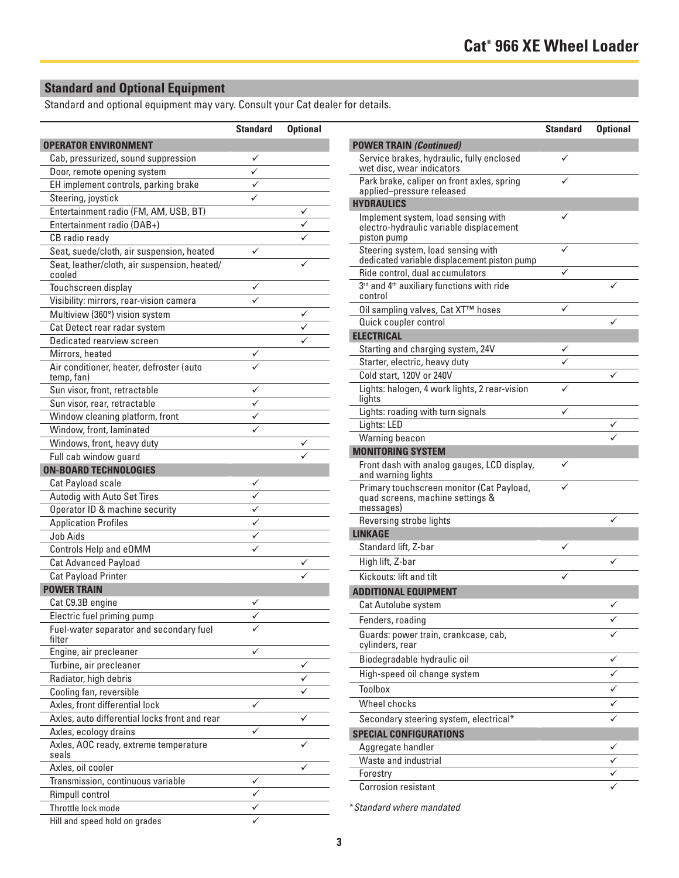## Standard and Optional Equipment

Standard and optional equipment may vary. Consult your Cat dealer for details.

| | Standard | Optional |
|---|---|---|
| **OPERATOR ENVIRONMENT** | | |
| Cab, pressurized, sound suppression | ✓ | |
| Door, remote opening system | ✓ | |
| EH implement controls, parking brake | ✓ | |
| Steering, joystick | ✓ | |
| Entertainment radio (FM, AM, USB, BT) | | ✓ |
| Entertainment radio (DAB+) | | ✓ |
| CB radio ready | | ✓ |
| Seat, suede/cloth, air suspension, heated | ✓ | |
| Seat, leather/cloth, air suspension, heated/cooled | | ✓ |
| Touchscreen display | ✓ | |
| Visibility: mirrors, rear-vision camera | ✓ | |
| Multiview (360°) vision system | | ✓ |
| Cat Detect rear radar system | | ✓ |
| Dedicated rearview screen | | ✓ |
| Mirrors, heated | ✓ | |
| Air conditioner, heater, defroster (auto temp, fan) | ✓ | |
| Sun visor, front, retractable | ✓ | |
| Sun visor, rear, retractable | ✓ | |
| Window cleaning platform, front | ✓ | |
| Window, front, laminated | ✓ | |
| Windows, front, heavy duty | | ✓ |
| Full cab window guard | | ✓ |
| **ON-BOARD TECHNOLOGIES** | | |
| Cat Payload scale | ✓ | |
| Autodig with Auto Set Tires | ✓ | |
| Operator ID & machine security | ✓ | |
| Application Profiles | ✓ | |
| Job Aids | ✓ | |
| Controls Help and eOMM | ✓ | |
| Cat Advanced Payload | | ✓ |
| Cat Payload Printer | | ✓ |
| **POWER TRAIN** | | |
| Cat C9.3B engine | ✓ | |
| Electric fuel priming pump | ✓ | |
| Fuel-water separator and secondary fuel filter | ✓ | |
| Engine, air precleaner | ✓ | |
| Turbine, air precleaner | | ✓ |
| Radiator, high debris | | ✓ |
| Cooling fan, reversible | | ✓ |
| Axles, front differential lock | ✓ | |
| Axles, auto differential locks front and rear | | ✓ |
| Axles, ecology drains | ✓ | |
| Axles, AOC ready, extreme temperature seals | | ✓ |
| Axles, oil cooler | | ✓ |
| Transmission, continuous variable | ✓ | |
| Rimpull control | ✓ | |
| Throttle lock mode | ✓ | |
| Hill and speed hold on grades | ✓ | |

| | Standard | Optional |
|---|---|---|
| **POWER TRAIN** *(Continued)* | | |
| Service brakes, hydraulic, fully enclosed wet disc, wear indicators | ✓ | |
| Park brake, caliper on front axles, spring applied–pressure released | ✓ | |
| **HYDRAULICS** | | |
| Implement system, load sensing with electro-hydraulic variable displacement piston pump | ✓ | |
| Steering system, load sensing with dedicated variable displacement piston pump | ✓ | |
| Ride control, dual accumulators | ✓ | |
| 3rd and 4th auxiliary functions with ride control | | ✓ |
| Oil sampling valves, Cat XT™ hoses | ✓ | |
| Quick coupler control | | ✓ |
| **ELECTRICAL** | | |
| Starting and charging system, 24V | ✓ | |
| Starter, electric, heavy duty | ✓ | |
| Cold start, 120V or 240V | | ✓ |
| Lights: halogen, 4 work lights, 2 rear-vision lights | ✓ | |
| Lights: roading with turn signals | ✓ | |
| Lights: LED | | ✓ |
| Warning beacon | | ✓ |
| **MONITORING SYSTEM** | | |
| Front dash with analog gauges, LCD display, and warning lights | ✓ | |
| Primary touchscreen monitor (Cat Payload, quad screens, machine settings & messages) | ✓ | |
| Reversing strobe lights | | ✓ |
| **LINKAGE** | | |
| Standard lift, Z-bar | ✓ | |
| High lift, Z-bar | | ✓ |
| Kickouts: lift and tilt | ✓ | |
| **ADDITIONAL EQUIPMENT** | | |
| Cat Autolube system | | ✓ |
| Fenders, roading | | ✓ |
| Guards: power train, crankcase, cab, cylinders, rear | | ✓ |
| Biodegradable hydraulic oil | | ✓ |
| High-speed oil change system | | ✓ |
| Toolbox | | ✓ |
| Wheel chocks | | ✓ |
| Secondary steering system, electrical* | | ✓ |
| **SPECIAL CONFIGURATIONS** | | |
| Aggregate handler | | ✓ |
| Waste and industrial | | ✓ |
| Forestry | | ✓ |
| Corrosion resistant | | ✓ |

**Standard where mandated*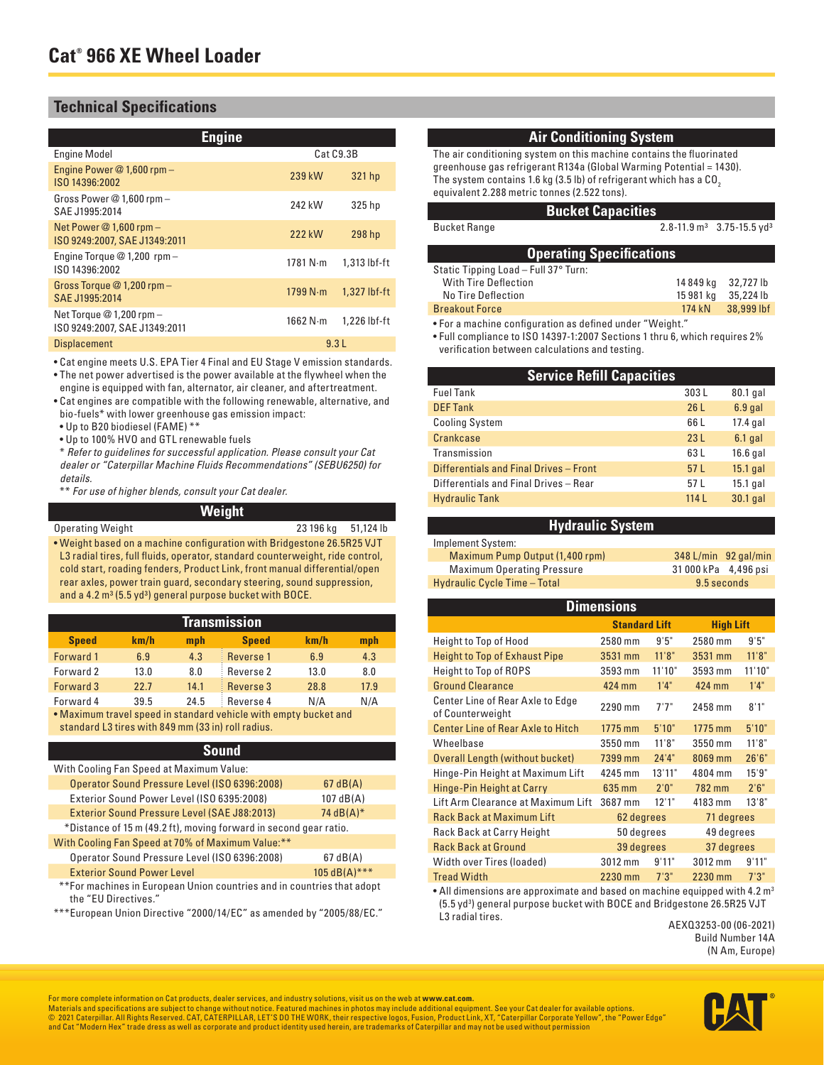# Cat® 966 XE Wheel Loader

## Technical Specifications

### Engine

| | | |
|---|---|---|
| Engine Model | Cat C9.3B | |
| Engine Power @ 1,600 rpm – ISO 14396:2002 | 239 kW | 321 hp |
| Gross Power @ 1,600 rpm – SAE J1995:2014 | 242 kW | 325 hp |
| Net Power @ 1,600 rpm – ISO 9249:2007, SAE J1349:2011 | 222 kW | 298 hp |
| Engine Torque @ 1,200 rpm – ISO 14396:2002 | 1781 N·m | 1,313 lbf-ft |
| Gross Torque @ 1,200 rpm – SAE J1995:2014 | 1799 N·m | 1,327 lbf-ft |
| Net Torque @ 1,200 rpm – ISO 9249:2007, SAE J1349:2011 | 1662 N·m | 1,226 lbf-ft |
| Displacement | 9.3 L | |

- Cat engine meets U.S. EPA Tier 4 Final and EU Stage V emission standards.
- The net power advertised is the power available at the flywheel when the engine is equipped with fan, alternator, air cleaner, and aftertreatment.
- Cat engines are compatible with the following renewable, alternative, and bio-fuels* with lower greenhouse gas emission impact:
  - Up to B20 biodiesel (FAME) **
  - Up to 100% HVO and GTL renewable fuels

*\* Refer to guidelines for successful application. Please consult your Cat dealer or "Caterpillar Machine Fluids Recommendations" (SEBU6250) for details.*

*\*\* For use of higher blends, consult your Cat dealer.*

### Weight

| | | |
|---|---|---|
| Operating Weight | 23 196 kg | 51,124 lb |

- Weight based on a machine configuration with Bridgestone 26.5R25 VJT L3 radial tires, full fluids, operator, standard counterweight, ride control, cold start, roading fenders, Product Link, front manual differential/open rear axles, power train guard, secondary steering, sound suppression, and a 4.2 m³ (5.5 yd³) general purpose bucket with BOCE.

### Transmission

| Speed | km/h | mph | Speed | km/h | mph |
|---|---|---|---|---|---|
| Forward 1 | 6.9 | 4.3 | Reverse 1 | 6.9 | 4.3 |
| Forward 2 | 13.0 | 8.0 | Reverse 2 | 13.0 | 8.0 |
| Forward 3 | 22.7 | 14.1 | Reverse 3 | 28.8 | 17.9 |
| Forward 4 | 39.5 | 24.5 | Reverse 4 | N/A | N/A |

- Maximum travel speed in standard vehicle with empty bucket and standard L3 tires with 849 mm (33 in) roll radius.

### Sound

| | |
|---|---|
| With Cooling Fan Speed at Maximum Value: | |
| Operator Sound Pressure Level (ISO 6396:2008) | 67 dB(A) |
| Exterior Sound Power Level (ISO 6395:2008) | 107 dB(A) |
| Exterior Sound Pressure Level (SAE J88:2013) | 74 dB(A)* |
| *Distance of 15 m (49.2 ft), moving forward in second gear ratio. | |
| With Cooling Fan Speed at 70% of Maximum Value:** | |
| Operator Sound Pressure Level (ISO 6396:2008) | 67 dB(A) |
| Exterior Sound Power Level | 105 dB(A)*** |

**For machines in European Union countries and in countries that adopt the "EU Directives."

***European Union Directive "2000/14/EC" as amended by "2005/88/EC."

### Air Conditioning System

The air conditioning system on this machine contains the fluorinated greenhouse gas refrigerant R134a (Global Warming Potential = 1430). The system contains 1.6 kg (3.5 lb) of refrigerant which has a $CO_2$ equivalent 2.288 metric tonnes (2.522 tons).

### Bucket Capacities

| | | |
|---|---|---|
| Bucket Range | 2.8-11.9 m³ | 3.75-15.5 yd³ |

### Operating Specifications

| | | |
|---|---|---|
| Static Tipping Load – Full 37° Turn: | | |
| With Tire Deflection | 14 849 kg | 32,727 lb |
| No Tire Deflection | 15 981 kg | 35,224 lb |
| Breakout Force | 174 kN | 38,999 lbf |

- For a machine configuration as defined under "Weight."
- Full compliance to ISO 14397-1:2007 Sections 1 thru 6, which requires 2% verification between calculations and testing.

### Service Refill Capacities

| | | |
|---|---|---|
| Fuel Tank | 303 L | 80.1 gal |
| DEF Tank | 26 L | 6.9 gal |
| Cooling System | 66 L | 17.4 gal |
| Crankcase | 23 L | 6.1 gal |
| Transmission | 63 L | 16.6 gal |
| Differentials and Final Drives – Front | 57 L | 15.1 gal |
| Differentials and Final Drives – Rear | 57 L | 15.1 gal |
| Hydraulic Tank | 114 L | 30.1 gal |

### Hydraulic System

| | | |
|---|---|---|
| Implement System: | | |
| Maximum Pump Output (1,400 rpm) | 348 L/min | 92 gal/min |
| Maximum Operating Pressure | 31 000 kPa | 4,496 psi |
| Hydraulic Cycle Time – Total | 9.5 seconds | |

### Dimensions

| | Standard Lift | | High Lift | |
|---|---|---|---|---|
| Height to Top of Hood | 2580 mm | 9'5" | 2580 mm | 9'5" |
| Height to Top of Exhaust Pipe | 3531 mm | 11'8" | 3531 mm | 11'8" |
| Height to Top of ROPS | 3593 mm | 11'10" | 3593 mm | 11'10" |
| Ground Clearance | 424 mm | 1'4" | 424 mm | 1'4" |
| Center Line of Rear Axle to Edge of Counterweight | 2290 mm | 7'7" | 2458 mm | 8'1" |
| Center Line of Rear Axle to Hitch | 1775 mm | 5'10" | 1775 mm | 5'10" |
| Wheelbase | 3550 mm | 11'8" | 3550 mm | 11'8" |
| Overall Length (without bucket) | 7399 mm | 24'4" | 8069 mm | 26'6" |
| Hinge-Pin Height at Maximum Lift | 4245 mm | 13'11" | 4804 mm | 15'9" |
| Hinge-Pin Height at Carry | 635 mm | 2'0" | 782 mm | 2'6" |
| Lift Arm Clearance at Maximum Lift | 3687 mm | 12'1" | 4183 mm | 13'8" |
| Rack Back at Maximum Lift | 62 degrees | | 71 degrees | |
| Rack Back at Carry Height | 50 degrees | | 49 degrees | |
| Rack Back at Ground | 39 degrees | | 37 degrees | |
| Width over Tires (loaded) | 3012 mm | 9'11" | 3012 mm | 9'11" |
| Tread Width | 2230 mm | 7'3" | 2230 mm | 7'3" |

- All dimensions are approximate and based on machine equipped with 4.2 m³ (5.5 yd³) general purpose bucket with BOCE and Bridgestone 26.5R25 VJT L3 radial tires.

AEXQ3253-00 (06-2021)
Build Number 14A
(N Am, Europe)

For more complete information on Cat products, dealer services, and industry solutions, visit us on the web at **www.cat.com**.

Materials and specifications are subject to change without notice. Featured machines in photos may include additional equipment. See your Cat dealer for available options.
© 2021 Caterpillar. All Rights Reserved. CAT, CATERPILLAR, LET'S DO THE WORK, their respective logos, Fusion, Product Link, XT, "Caterpillar Corporate Yellow", the "Power Edge" and Cat "Modern Hex" trade dress as well as corporate and product identity used herein, are trademarks of Caterpillar and may not be used without permission